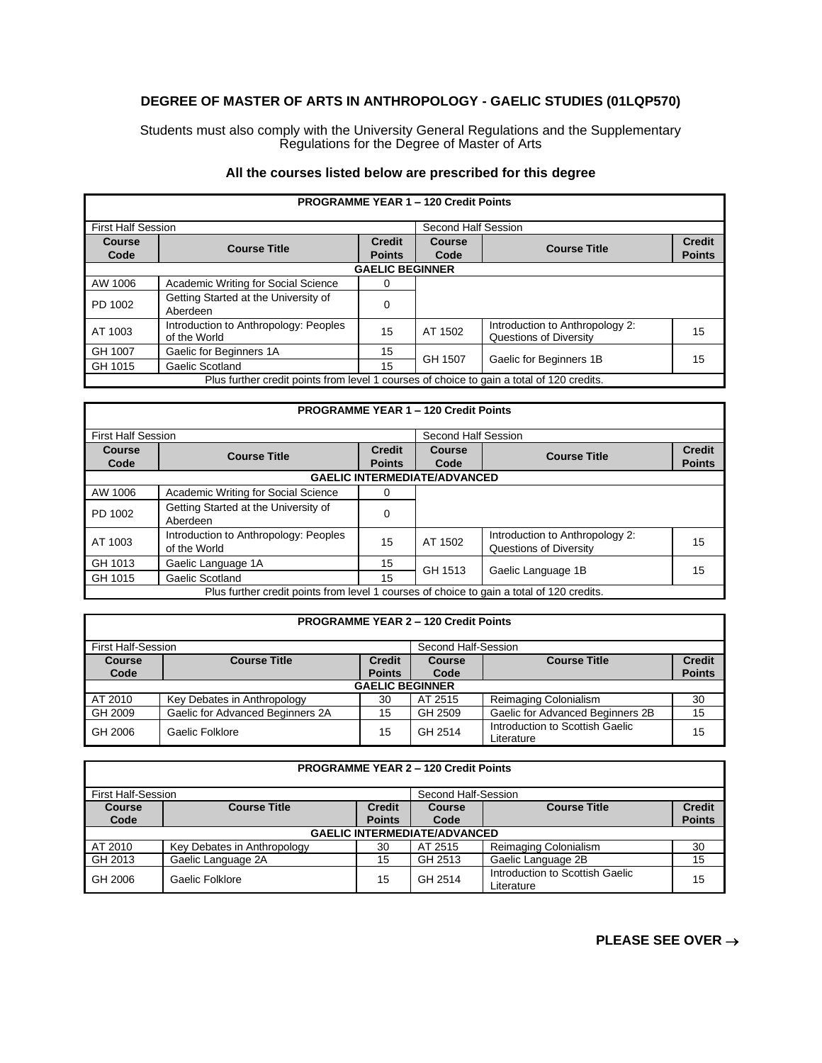## DEGREE OF MASTER OF ARTS IN ANTHROPOLOGY - GAELIC STUDIES (01LQP570)

Students must also comply with the University General Regulations and the Supplementary Regulations for the Degree of Master of Arts

### All the courses listed below are prescribed for this degree

| PROGRAMME YEAR 1 – 120 Credit Points | | | | | |
|---|---|---|---|---|---|
| First Half Session | | | Second Half Session | | |
| **Course Code** | **Course Title** | **Credit Points** | **Course Code** | **Course Title** | **Credit Points** |
| **GAELIC BEGINNER** | | | | | |
| AW 1006 | Academic Writing for Social Science | 0 | | | |
| PD 1002 | Getting Started at the University of Aberdeen | 0 | | | |
| AT 1003 | Introduction to Anthropology: Peoples of the World | 15 | AT 1502 | Introduction to Anthropology 2: Questions of Diversity | 15 |
| GH 1007 | Gaelic for Beginners 1A | 15 | GH 1507 | Gaelic for Beginners 1B | 15 |
| GH 1015 | Gaelic Scotland | 15 | | | |
| Plus further credit points from level 1 courses of choice to gain a total of 120 credits. | | | | | |

| PROGRAMME YEAR 1 – 120 Credit Points | | | | | |
|---|---|---|---|---|---|
| First Half Session | | | Second Half Session | | |
| **Course Code** | **Course Title** | **Credit Points** | **Course Code** | **Course Title** | **Credit Points** |
| **GAELIC INTERMEDIATE/ADVANCED** | | | | | |
| AW 1006 | Academic Writing for Social Science | 0 | | | |
| PD 1002 | Getting Started at the University of Aberdeen | 0 | | | |
| AT 1003 | Introduction to Anthropology: Peoples of the World | 15 | AT 1502 | Introduction to Anthropology 2: Questions of Diversity | 15 |
| GH 1013 | Gaelic Language 1A | 15 | GH 1513 | Gaelic Language 1B | 15 |
| GH 1015 | Gaelic Scotland | 15 | | | |
| Plus further credit points from level 1 courses of choice to gain a total of 120 credits. | | | | | |

| PROGRAMME YEAR 2 – 120 Credit Points | | | | | |
|---|---|---|---|---|---|
| First Half-Session | | | Second Half-Session | | |
| **Course Code** | **Course Title** | **Credit Points** | **Course Code** | **Course Title** | **Credit Points** |
| **GAELIC BEGINNER** | | | | | |
| AT 2010 | Key Debates in Anthropology | 30 | AT 2515 | Reimaging Colonialism | 30 |
| GH 2009 | Gaelic for Advanced Beginners 2A | 15 | GH 2509 | Gaelic for Advanced Beginners 2B | 15 |
| GH 2006 | Gaelic Folklore | 15 | GH 2514 | Introduction to Scottish Gaelic Literature | 15 |

| PROGRAMME YEAR 2 – 120 Credit Points | | | | | |
|---|---|---|---|---|---|
| First Half-Session | | | Second Half-Session | | |
| **Course Code** | **Course Title** | **Credit Points** | **Course Code** | **Course Title** | **Credit Points** |
| **GAELIC INTERMEDIATE/ADVANCED** | | | | | |
| AT 2010 | Key Debates in Anthropology | 30 | AT 2515 | Reimaging Colonialism | 30 |
| GH 2013 | Gaelic Language 2A | 15 | GH 2513 | Gaelic Language 2B | 15 |
| GH 2006 | Gaelic Folklore | 15 | GH 2514 | Introduction to Scottish Gaelic Literature | 15 |

**PLEASE SEE OVER →**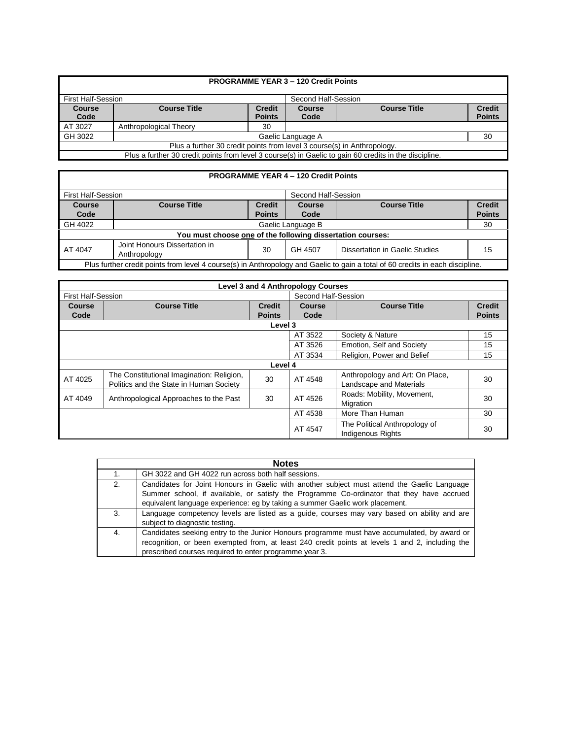| PROGRAMME YEAR 3 – 120 Credit Points | | | | | |
|---|---|---|---|---|---|
| First Half-Session | | | Second Half-Session | | |
| **Course Code** | **Course Title** | **Credit Points** | **Course Code** | **Course Title** | **Credit Points** |
| AT 3027 | Anthropological Theory | 30 | | | |
| GH 3022 | Gaelic Language A | | | | 30 |
| Plus a further 30 credit points from level 3 course(s) in Anthropology. | | | | | |
| Plus a further 30 credit points from level 3 course(s) in Gaelic to gain 60 credits in the discipline. | | | | | |

| PROGRAMME YEAR 4 – 120 Credit Points | | | | | |
|---|---|---|---|---|---|
| First Half-Session | | | Second Half-Session | | |
| **Course Code** | **Course Title** | **Credit Points** | **Course Code** | **Course Title** | **Credit Points** |
| GH 4022 | Gaelic Language B | | | | 30 |
| **You must choose one of the following dissertation courses:** | | | | | |
| AT 4047 | Joint Honours Dissertation in Anthropology | 30 | GH 4507 | Dissertation in Gaelic Studies | 15 |
| Plus further credit points from level 4 course(s) in Anthropology and Gaelic to gain a total of 60 credits in each discipline. | | | | | |

| Level 3 and 4 Anthropology Courses | | | | | |
|---|---|---|---|---|---|
| First Half-Session | | | Second Half-Session | | |
| **Course Code** | **Course Title** | **Credit Points** | **Course Code** | **Course Title** | **Credit Points** |
| **Level 3** | | | | | |
| | | | AT 3522 | Society & Nature | 15 |
| | | | AT 3526 | Emotion, Self and Society | 15 |
| | | | AT 3534 | Religion, Power and Belief | 15 |
| **Level 4** | | | | | |
| AT 4025 | The Constitutional Imagination: Religion, Politics and the State in Human Society | 30 | AT 4548 | Anthropology and Art: On Place, Landscape and Materials | 30 |
| AT 4049 | Anthropological Approaches to the Past | 30 | AT 4526 | Roads: Mobility, Movement, Migration | 30 |
| | | | AT 4538 | More Than Human | 30 |
| | | | AT 4547 | The Political Anthropology of Indigenous Rights | 30 |

| Notes | |
|---|---|
| 1. | GH 3022 and GH 4022 run across both half sessions. |
| 2. | Candidates for Joint Honours in Gaelic with another subject must attend the Gaelic Language Summer school, if available, or satisfy the Programme Co-ordinator that they have accrued equivalent language experience: eg by taking a summer Gaelic work placement. |
| 3. | Language competency levels are listed as a guide, courses may vary based on ability and are subject to diagnostic testing. |
| 4. | Candidates seeking entry to the Junior Honours programme must have accumulated, by award or recognition, or been exempted from, at least 240 credit points at levels 1 and 2, including the prescribed courses required to enter programme year 3. |